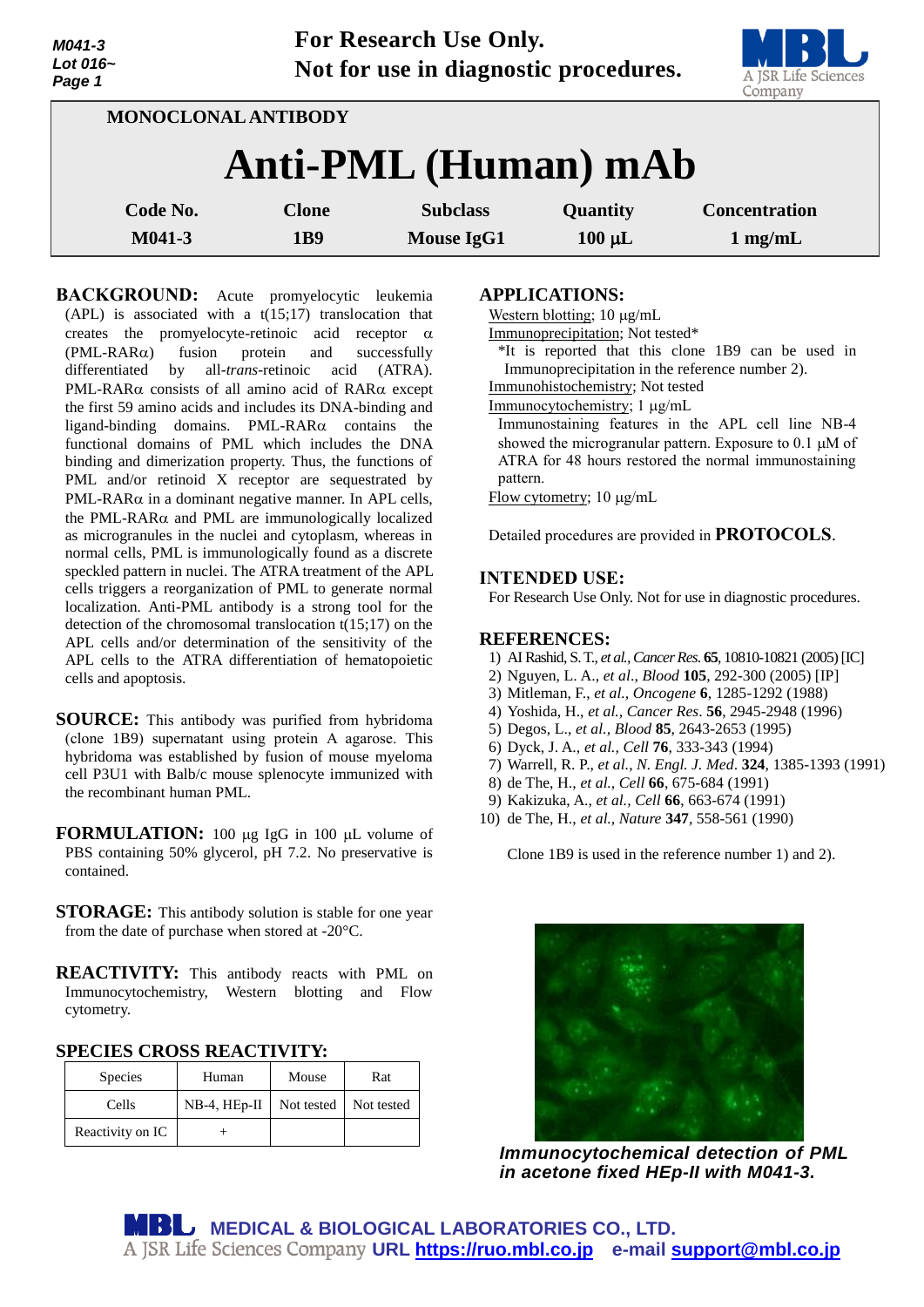M041-3
Lot 016~

**For Research Use Only.**
**Not for use in diagnostic procedures.**

MONOCLONAL ANTIBODY

# Anti-PML (Human) mAb

| Code No. | Clone | Subclass | Quantity | Concentration |
|---|---|---|---|---|
| M041-3 | 1B9 | Mouse IgG1 | 100 µL | 1 mg/mL |

**BACKGROUND:** Acute promyelocytic leukemia (APL) is associated with a t(15;17) translocation that creates the promyelocyte-retinoic acid receptor α (PML-RARα) fusion protein and successfully differentiated by all-*trans*-retinoic acid (ATRA). PML-RARα consists of all amino acid of RARα except the first 59 amino acids and includes its DNA-binding and ligand-binding domains. PML-RARα contains the functional domains of PML which includes the DNA binding and dimerization property. Thus, the functions of PML and/or retinoid X receptor are sequestrated by PML-RARα in a dominant negative manner. In APL cells, the PML-RARα and PML are immunologically localized as microgranules in the nuclei and cytoplasm, whereas in normal cells, PML is immunologically found as a discrete speckled pattern in nuclei. The ATRA treatment of the APL cells triggers a reorganization of PML to generate normal localization. Anti-PML antibody is a strong tool for the detection of the chromosomal translocation t(15;17) on the APL cells and/or determination of the sensitivity of the APL cells to the ATRA differentiation of hematopoietic cells and apoptosis.

**SOURCE:** This antibody was purified from hybridoma (clone 1B9) supernatant using protein A agarose. This hybridoma was established by fusion of mouse myeloma cell P3U1 with Balb/c mouse splenocyte immunized with the recombinant human PML.

**FORMULATION:** 100 µg IgG in 100 µL volume of PBS containing 50% glycerol, pH 7.2. No preservative is contained.

**STORAGE:** This antibody solution is stable for one year from the date of purchase when stored at -20°C.

**REACTIVITY:** This antibody reacts with PML on Immunocytochemistry, Western blotting and Flow cytometry.

**SPECIES CROSS REACTIVITY:**

| Species | Human | Mouse | Rat |
|---|---|---|---|
| Cells | NB-4, HEp-II | Not tested | Not tested |
| Reactivity on IC | + | | |

**APPLICATIONS:**

Western blotting; 10 µg/mL
Immunoprecipitation; Not tested*
*It is reported that this clone 1B9 can be used in Immunoprecipitation in the reference number 2).
Immunohistochemistry; Not tested
Immunocytochemistry; 1 µg/mL
Immunostaining features in the APL cell line NB-4 showed the microgranular pattern. Exposure to 0.1 µM of ATRA for 48 hours restored the normal immunostaining pattern.
Flow cytometry; 10 µg/mL

Detailed procedures are provided in **PROTOCOLS**.

**INTENDED USE:**
For Research Use Only. Not for use in diagnostic procedures.

**REFERENCES:**

1) Al Rashid, S. T., *et al., Cancer Res.* **65**, 10810-10821 (2005) [IC]
2) Nguyen, L. A., *et al., Blood* **105**, 292-300 (2005) [IP]
3) Mitleman, F., *et al., Oncogene* **6**, 1285-1292 (1988)
4) Yoshida, H., *et al., Cancer Res.* **56**, 2945-2948 (1996)
5) Degos, L., *et al., Blood* **85**, 2643-2653 (1995)
6) Dyck, J. A., *et al., Cell* **76**, 333-343 (1994)
7) Warrell, R. P., *et al., N. Engl. J. Med.* **324**, 1385-1393 (1991)
8) de The, H., *et al., Cell* **66**, 675-684 (1991)
9) Kakizuka, A., *et al., Cell* **66**, 663-674 (1991)
10) de The, H., *et al., Nature* **347**, 558-561 (1990)

Clone 1B9 is used in the reference number 1) and 2).

*Immunocytochemical detection of PML in acetone fixed HEp-II with M041-3.*

MEDICAL & BIOLOGICAL LABORATORIES CO., LTD.
A JSR Life Sciences Company URL https://ruo.mbl.co.jp e-mail support@mbl.co.jp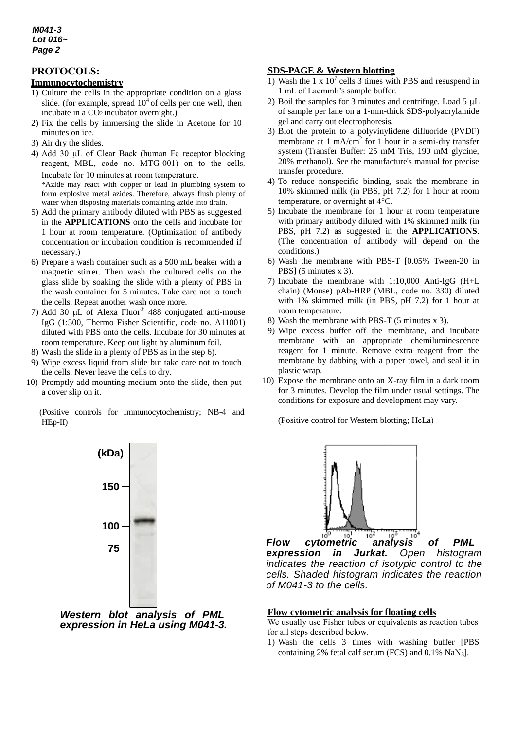## PROTOCOLS:

### Immunocytochemistry

1) Culture the cells in the appropriate condition on a glass slide. (for example, spread $10^4$ of cells per one well, then incubate in a $CO_2$ incubator overnight.)
2) Fix the cells by immersing the slide in Acetone for 10 minutes on ice.
3) Air dry the slides.
4) Add 30 μL of Clear Back (human Fc receptor blocking reagent, MBL, code no. MTG-001) on to the cells. Incubate for 10 minutes at room temperature.
   *Azide may react with copper or lead in plumbing system to form explosive metal azides. Therefore, always flush plenty of water when disposing materials containing azide into drain.
5) Add the primary antibody diluted with PBS as suggested in the **APPLICATIONS** onto the cells and incubate for 1 hour at room temperature. (Optimization of antibody concentration or incubation condition is recommended if necessary.)
6) Prepare a wash container such as a 500 mL beaker with a magnetic stirrer. Then wash the cultured cells on the glass slide by soaking the slide with a plenty of PBS in the wash container for 5 minutes. Take care not to touch the cells. Repeat another wash once more.
7) Add 30 μL of Alexa Fluor® 488 conjugated anti-mouse IgG (1:500, Thermo Fisher Scientific, code no. A11001) diluted with PBS onto the cells. Incubate for 30 minutes at room temperature. Keep out light by aluminum foil.
8) Wash the slide in a plenty of PBS as in the step 6).
9) Wipe excess liquid from slide but take care not to touch the cells. Never leave the cells to dry.
10) Promptly add mounting medium onto the slide, then put a cover slip on it.

(Positive controls for Immunocytochemistry; NB-4 and HEp-II)

***Western blot analysis of PML expression in HeLa using M041-3.***

### SDS-PAGE & Western blotting

1) Wash the 1 x $10^7$ cells 3 times with PBS and resuspend in 1 mL of Laemmli's sample buffer.
2) Boil the samples for 3 minutes and centrifuge. Load 5 μL of sample per lane on a 1-mm-thick SDS-polyacrylamide gel and carry out electrophoresis.
3) Blot the protein to a polyvinylidene difluoride (PVDF) membrane at 1 mA/$cm^2$ for 1 hour in a semi-dry transfer system (Transfer Buffer: 25 mM Tris, 190 mM glycine, 20% methanol). See the manufacture's manual for precise transfer procedure.
4) To reduce nonspecific binding, soak the membrane in 10% skimmed milk (in PBS, pH 7.2) for 1 hour at room temperature, or overnight at 4°C.
5) Incubate the membrane for 1 hour at room temperature with primary antibody diluted with 1% skimmed milk (in PBS, pH 7.2) as suggested in the **APPLICATIONS**. (The concentration of antibody will depend on the conditions.)
6) Wash the membrane with PBS-T [0.05% Tween-20 in PBS] (5 minutes x 3).
7) Incubate the membrane with 1:10,000 Anti-IgG (H+L chain) (Mouse) pAb-HRP (MBL, code no. 330) diluted with 1% skimmed milk (in PBS, pH 7.2) for 1 hour at room temperature.
8) Wash the membrane with PBS-T (5 minutes x 3).
9) Wipe excess buffer off the membrane, and incubate membrane with an appropriate chemiluminescence reagent for 1 minute. Remove extra reagent from the membrane by dabbing with a paper towel, and seal it in plastic wrap.
10) Expose the membrane onto an X-ray film in a dark room for 3 minutes. Develop the film under usual settings. The conditions for exposure and development may vary.

(Positive control for Western blotting; HeLa)

***Flow cytometric analysis of PML expression in Jurkat.*** *Open histogram indicates the reaction of isotypic control to the cells. Shaded histogram indicates the reaction of M041-3 to the cells.*

### Flow cytometric analysis for floating cells

We usually use Fisher tubes or equivalents as reaction tubes for all steps described below.

1) Wash the cells 3 times with washing buffer [PBS containing 2% fetal calf serum (FCS) and 0.1% $NaN_3$].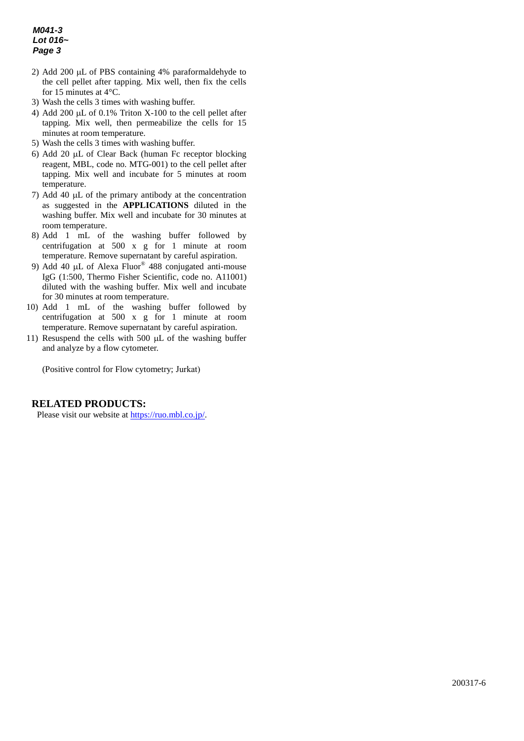2) Add 200 μL of PBS containing 4% paraformaldehyde to the cell pellet after tapping. Mix well, then fix the cells for 15 minutes at 4°C.
3) Wash the cells 3 times with washing buffer.
4) Add 200 μL of 0.1% Triton X-100 to the cell pellet after tapping. Mix well, then permeabilize the cells for 15 minutes at room temperature.
5) Wash the cells 3 times with washing buffer.
6) Add 20 μL of Clear Back (human Fc receptor blocking reagent, MBL, code no. MTG-001) to the cell pellet after tapping. Mix well and incubate for 5 minutes at room temperature.
7) Add 40 μL of the primary antibody at the concentration as suggested in the **APPLICATIONS** diluted in the washing buffer. Mix well and incubate for 30 minutes at room temperature.
8) Add 1 mL of the washing buffer followed by centrifugation at 500 x g for 1 minute at room temperature. Remove supernatant by careful aspiration.
9) Add 40 μL of Alexa Fluor® 488 conjugated anti-mouse IgG (1:500, Thermo Fisher Scientific, code no. A11001) diluted with the washing buffer. Mix well and incubate for 30 minutes at room temperature.
10) Add 1 mL of the washing buffer followed by centrifugation at 500 x g for 1 minute at room temperature. Remove supernatant by careful aspiration.
11) Resuspend the cells with 500 μL of the washing buffer and analyze by a flow cytometer.

(Positive control for Flow cytometry; Jurkat)

## RELATED PRODUCTS:

Please visit our website at https://ruo.mbl.co.jp/.

200317-6